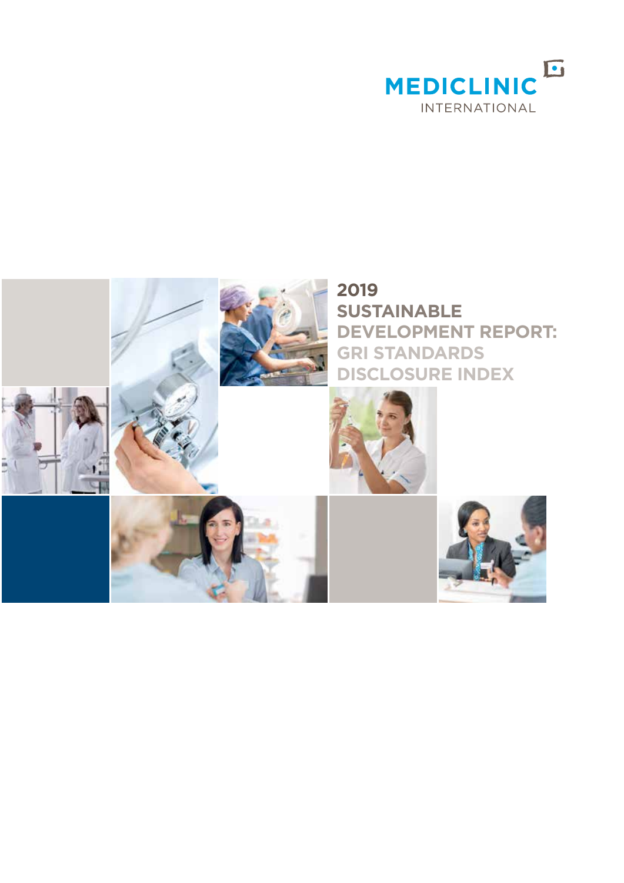MEDICLINIC INTERNATIONAL

# 2019 SUSTAINABLE DEVELOPMENT REPORT: GRI STANDARDS DISCLOSURE INDEX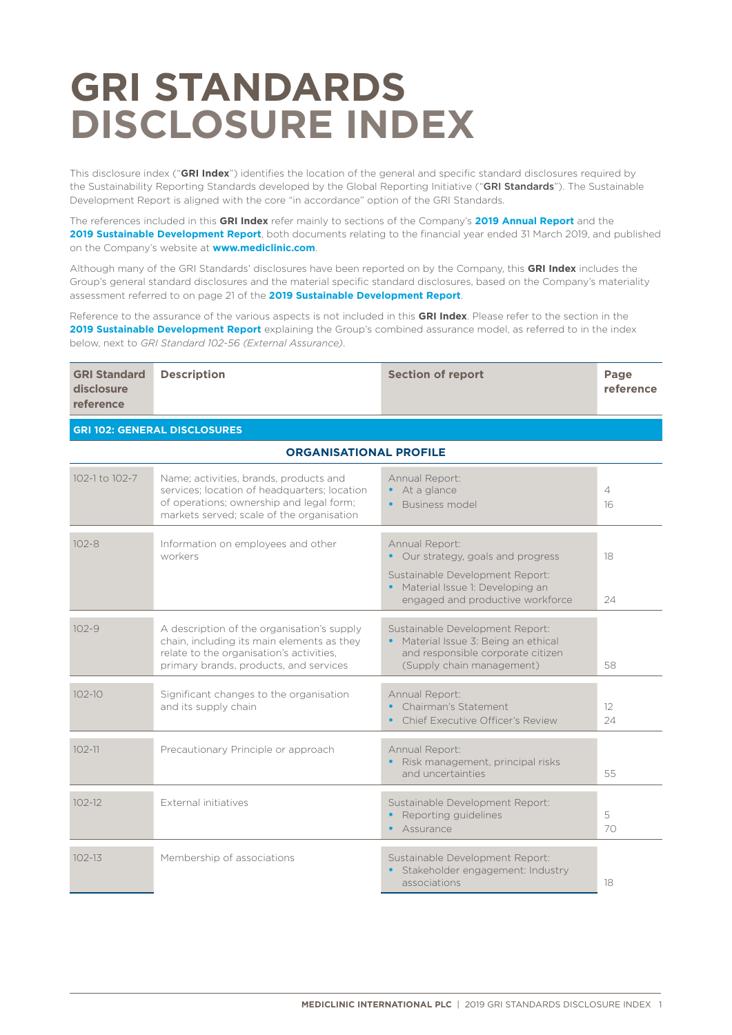# GRI STANDARDS DISCLOSURE INDEX

This disclosure index ("**GRI Index**") identifies the location of the general and specific standard disclosures required by the Sustainability Reporting Standards developed by the Global Reporting Initiative ("**GRI Standards**"). The Sustainable Development Report is aligned with the core "in accordance" option of the GRI Standards.

The references included in this **GRI Index** refer mainly to sections of the Company's **2019 Annual Report** and the **2019 Sustainable Development Report**, both documents relating to the financial year ended 31 March 2019, and published on the Company's website at **www.mediclinic.com**.

Although many of the GRI Standards' disclosures have been reported on by the Company, this **GRI Index** includes the Group's general standard disclosures and the material specific standard disclosures, based on the Company's materiality assessment referred to on page 21 of the **2019 Sustainable Development Report**.

Reference to the assurance of the various aspects is not included in this **GRI Index**. Please refer to the section in the **2019 Sustainable Development Report** explaining the Group's combined assurance model, as referred to in the index below, next to *GRI Standard 102-56 (External Assurance)*.

| GRI Standard disclosure reference | Description | Section of report | Page reference |
|---|---|---|---|
| **GRI 102: GENERAL DISCLOSURES** | | | |
| **ORGANISATIONAL PROFILE** | | | |
| 102-1 to 102-7 | Name; activities, brands, products and services; location of headquarters; location of operations; ownership and legal form; markets served; scale of the organisation | Annual Report: <br>• At a glance <br>• Business model | 4 <br>16 |
| 102-8 | Information on employees and other workers | Annual Report: <br>• Our strategy, goals and progress <br>Sustainable Development Report: <br>• Material Issue 1: Developing an engaged and productive workforce | 18 <br>24 |
| 102-9 | A description of the organisation's supply chain, including its main elements as they relate to the organisation's activities, primary brands, products, and services | Sustainable Development Report: <br>• Material Issue 3: Being an ethical and responsible corporate citizen (Supply chain management) | 58 |
| 102-10 | Significant changes to the organisation and its supply chain | Annual Report: <br>• Chairman's Statement <br>• Chief Executive Officer's Review | 12 <br>24 |
| 102-11 | Precautionary Principle or approach | Annual Report: <br>• Risk management, principal risks and uncertainties | 55 |
| 102-12 | External initiatives | Sustainable Development Report: <br>• Reporting guidelines <br>• Assurance | 5 <br>70 |
| 102-13 | Membership of associations | Sustainable Development Report: <br>• Stakeholder engagement: Industry associations | 18 |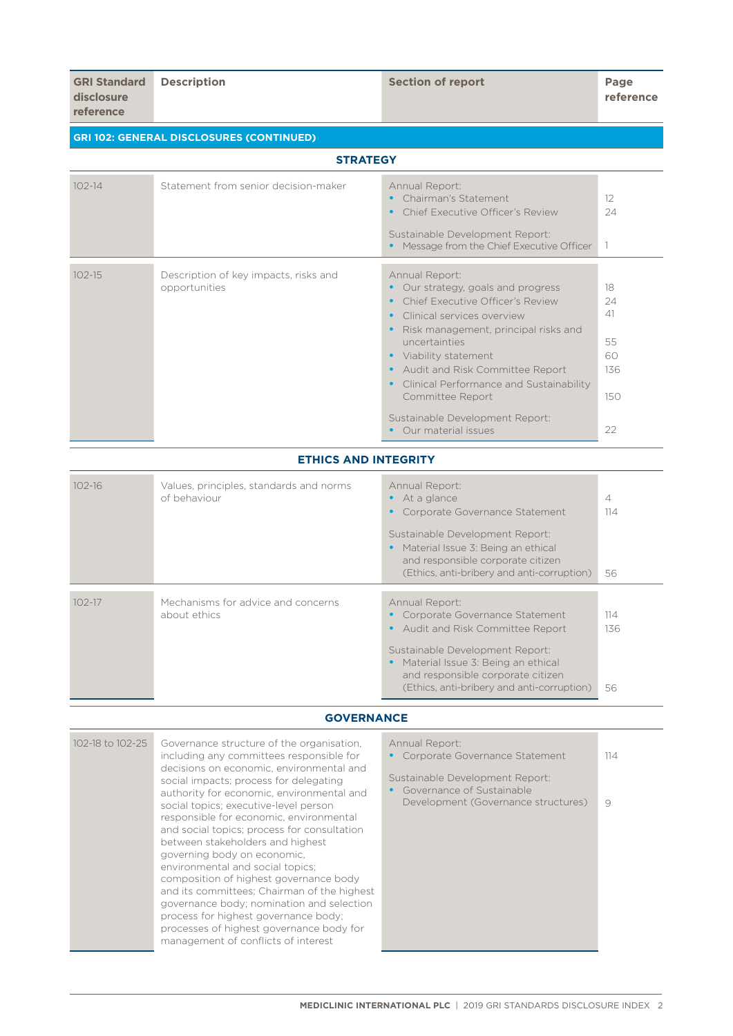| GRI Standard disclosure reference | Description | Section of report | Page reference |
|---|---|---|---|
| **GRI 102: GENERAL DISCLOSURES (CONTINUED)** | | | |
| **STRATEGY** | | | |
| 102-14 | Statement from senior decision-maker | Annual Report:<br>• Chairman's Statement<br>• Chief Executive Officer's Review<br><br>Sustainable Development Report:<br>• Message from the Chief Executive Officer | <br>12<br>24<br><br><br>1 |
| 102-15 | Description of key impacts, risks and opportunities | Annual Report:<br>• Our strategy, goals and progress<br>• Chief Executive Officer's Review<br>• Clinical services overview<br>• Risk management, principal risks and uncertainties<br>• Viability statement<br>• Audit and Risk Committee Report<br>• Clinical Performance and Sustainability Committee Report<br><br>Sustainable Development Report:<br>• Our material issues | <br>18<br>24<br>41<br>55<br>60<br>136<br>150<br><br><br>22 |
| **ETHICS AND INTEGRITY** | | | |
| 102-16 | Values, principles, standards and norms of behaviour | Annual Report:<br>• At a glance<br>• Corporate Governance Statement<br><br>Sustainable Development Report:<br>• Material Issue 3: Being an ethical and responsible corporate citizen (Ethics, anti-bribery and anti-corruption) | <br>4<br>114<br><br><br>56 |
| 102-17 | Mechanisms for advice and concerns about ethics | Annual Report:<br>• Corporate Governance Statement<br>• Audit and Risk Committee Report<br><br>Sustainable Development Report:<br>• Material Issue 3: Being an ethical and responsible corporate citizen (Ethics, anti-bribery and anti-corruption) | <br>114<br>136<br><br><br>56 |
| **GOVERNANCE** | | | |
| 102-18 to 102-25 | Governance structure of the organisation, including any committees responsible for decisions on economic, environmental and social impacts; process for delegating authority for economic, environmental and social topics; executive-level person responsible for economic, environmental and social topics; process for consultation between stakeholders and highest governing body on economic, environmental and social topics; composition of highest governance body and its committees; Chairman of the highest governance body; nomination and selection process for highest governance body; processes of highest governance body for management of conflicts of interest | Annual Report:<br>• Corporate Governance Statement<br><br>Sustainable Development Report:<br>• Governance of Sustainable Development (Governance structures) | <br>114<br><br><br>9 |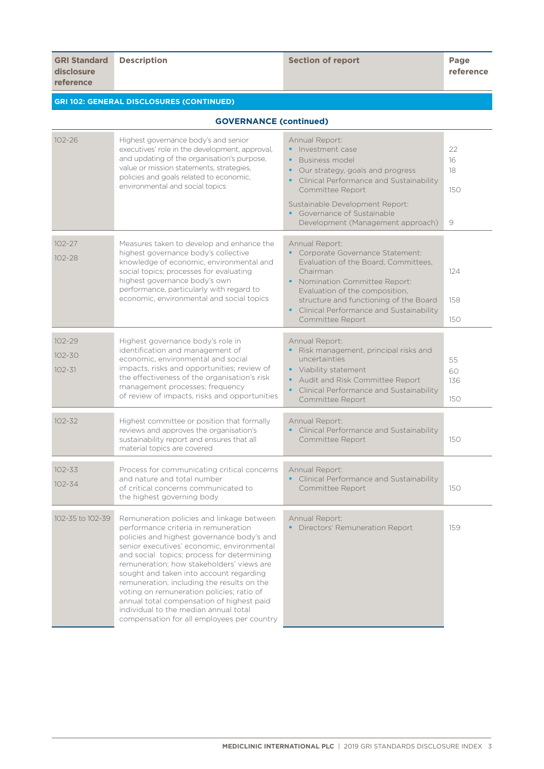| GRI Standard disclosure reference | Description | Section of report | Page reference |
|---|---|---|---|
| **GRI 102: GENERAL DISCLOSURES (CONTINUED)** | | | |
| **GOVERNANCE (continued)** | | | |
| 102-26 | Highest governance body's and senior executives' role in the development, approval, and updating of the organisation's purpose, value or mission statements, strategies, policies and goals related to economic, environmental and social topics | Annual Report:<br>• Investment case<br>• Business model<br>• Our strategy, goals and progress<br>• Clinical Performance and Sustainability Committee Report<br>Sustainable Development Report:<br>• Governance of Sustainable Development (Management approach) | 22<br>16<br>18<br>150<br>9 |
| 102-27<br>102-28 | Measures taken to develop and enhance the highest governance body's collective knowledge of economic, environmental and social topics; processes for evaluating highest governance body's own performance, particularly with regard to economic, environmental and social topics | Annual Report:<br>• Corporate Governance Statement: Evaluation of the Board, Committees, Chairman<br>• Nomination Committee Report: Evaluation of the composition, structure and functioning of the Board<br>• Clinical Performance and Sustainability Committee Report | 124<br>158<br>150 |
| 102-29<br>102-30<br>102-31 | Highest governance body's role in identification and management of economic, environmental and social impacts, risks and opportunities; review of the effectiveness of the organisation's risk management processes; frequency of review of impacts, risks and opportunities | Annual Report:<br>• Risk management, principal risks and uncertainties<br>• Viability statement<br>• Audit and Risk Committee Report<br>• Clinical Performance and Sustainability Committee Report | 55<br>60<br>136<br>150 |
| 102-32 | Highest committee or position that formally reviews and approves the organisation's sustainability report and ensures that all material topics are covered | Annual Report:<br>• Clinical Performance and Sustainability Committee Report | 150 |
| 102-33<br>102-34 | Process for communicating critical concerns and nature and total number of critical concerns communicated to the highest governing body | Annual Report:<br>• Clinical Performance and Sustainability Committee Report | 150 |
| 102-35 to 102-39 | Remuneration policies and linkage between performance criteria in remuneration policies and highest governance body's and senior executives' economic, environmental and social topics; process for determining remuneration; how stakeholders' views are sought and taken into account regarding remuneration, including the results on the voting on remuneration policies; ratio of annual total compensation of highest paid individual to the median annual total compensation for all employees per country | Annual Report:<br>• Directors' Remuneration Report | 159 |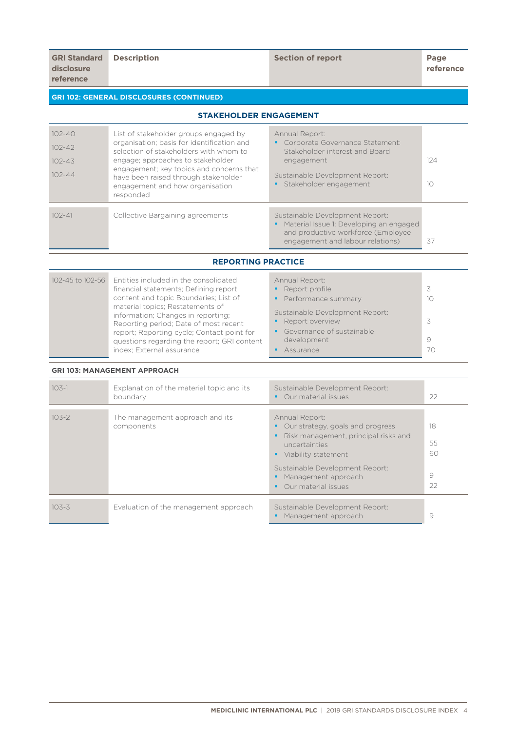| GRI Standard disclosure reference | Description | Section of report | Page reference |
|---|---|---|---|
| **GRI 102: GENERAL DISCLOSURES (CONTINUED)** | | | |
| **STAKEHOLDER ENGAGEMENT** | | | |
| 102-40<br>102-42<br>102-43<br>102-44 | List of stakeholder groups engaged by organisation; basis for identification and selection of stakeholders with whom to engage; approaches to stakeholder engagement; key topics and concerns that have been raised through stakeholder engagement and how organisation responded | Annual Report:<br>• Corporate Governance Statement: Stakeholder interest and Board engagement<br>Sustainable Development Report:<br>• Stakeholder engagement | 124<br><br>10 |
| 102-41 | Collective Bargaining agreements | Sustainable Development Report:<br>• Material Issue 1: Developing an engaged and productive workforce (Employee engagement and labour relations) | 37 |
| **REPORTING PRACTICE** | | | |
| 102-45 to 102-56 | Entities included in the consolidated financial statements; Defining report content and topic Boundaries; List of material topics; Restatements of information; Changes in reporting; Reporting period; Date of most recent report; Reporting cycle; Contact point for questions regarding the report; GRI content index; External assurance | Annual Report:<br>• Report profile<br>• Performance summary<br>Sustainable Development Report:<br>• Report overview<br>• Governance of sustainable development<br>• Assurance | 3<br>10<br><br>3<br>9<br>70 |
| **GRI 103: MANAGEMENT APPROACH** | | | |
| 103-1 | Explanation of the material topic and its boundary | Sustainable Development Report:<br>• Our material issues | 22 |
| 103-2 | The management approach and its components | Annual Report:<br>• Our strategy, goals and progress<br>• Risk management, principal risks and uncertainties<br>• Viability statement<br>Sustainable Development Report:<br>• Management approach<br>• Our material issues | 18<br>55<br>60<br><br>9<br>22 |
| 103-3 | Evaluation of the management approach | Sustainable Development Report:<br>• Management approach | 9 |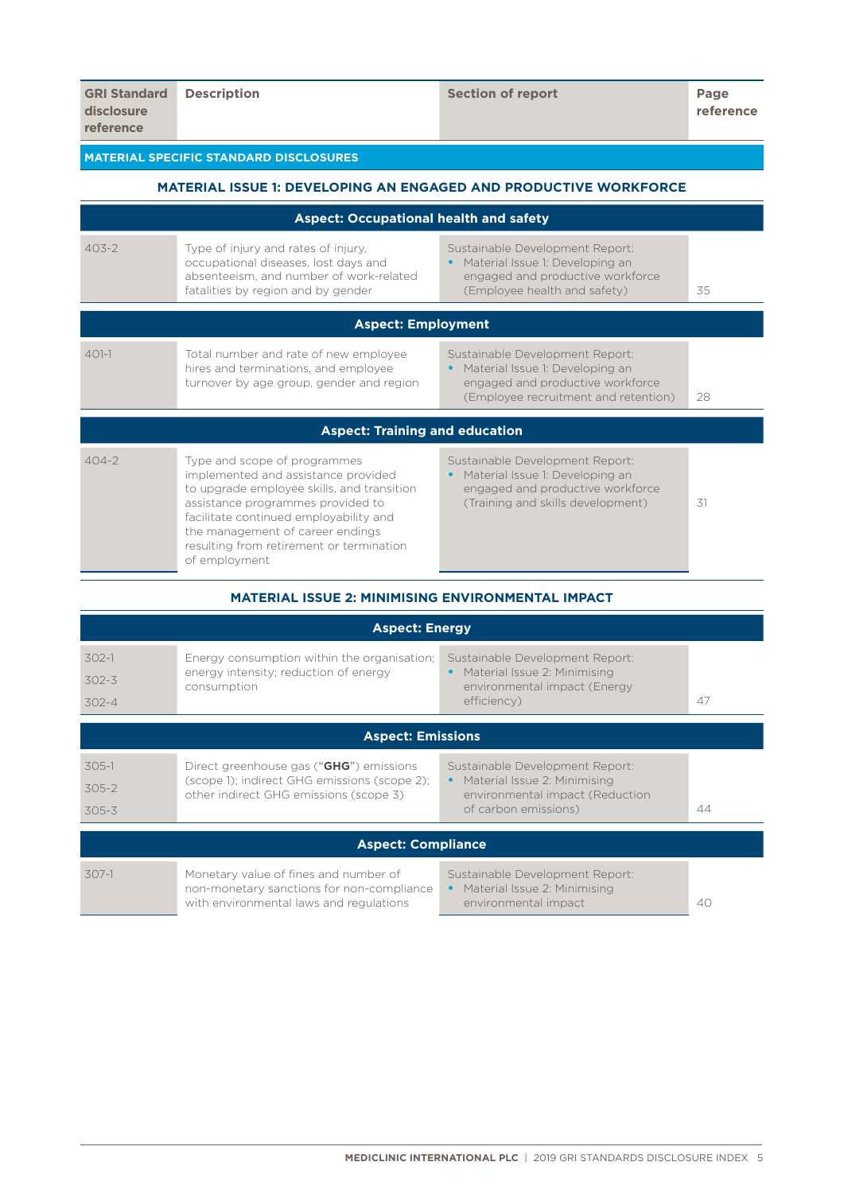| GRI Standard disclosure reference | Description | Section of report | Page reference |
|---|---|---|---|
| **MATERIAL SPECIFIC STANDARD DISCLOSURES** | | | |
| **MATERIAL ISSUE 1: DEVELOPING AN ENGAGED AND PRODUCTIVE WORKFORCE** | | | |
| **Aspect: Occupational health and safety** | | | |
| 403-2 | Type of injury and rates of injury, occupational diseases, lost days and absenteeism, and number of work-related fatalities by region and by gender | Sustainable Development Report: • Material Issue 1: Developing an engaged and productive workforce (Employee health and safety) | 35 |
| **Aspect: Employment** | | | |
| 401-1 | Total number and rate of new employee hires and terminations, and employee turnover by age group, gender and region | Sustainable Development Report: • Material Issue 1: Developing an engaged and productive workforce (Employee recruitment and retention) | 28 |
| **Aspect: Training and education** | | | |
| 404-2 | Type and scope of programmes implemented and assistance provided to upgrade employee skills, and transition assistance programmes provided to facilitate continued employability and the management of career endings resulting from retirement or termination of employment | Sustainable Development Report: • Material Issue 1: Developing an engaged and productive workforce (Training and skills development) | 31 |
| **MATERIAL ISSUE 2: MINIMISING ENVIRONMENTAL IMPACT** | | | |
| **Aspect: Energy** | | | |
| 302-1<br>302-3<br>302-4 | Energy consumption within the organisation; energy intensity; reduction of energy consumption | Sustainable Development Report: • Material Issue 2: Minimising environmental impact (Energy efficiency) | 47 |
| **Aspect: Emissions** | | | |
| 305-1<br>305-2<br>305-3 | Direct greenhouse gas ("**GHG**") emissions (scope 1); indirect GHG emissions (scope 2); other indirect GHG emissions (scope 3) | Sustainable Development Report: • Material Issue 2: Minimising environmental impact (Reduction of carbon emissions) | 44 |
| **Aspect: Compliance** | | | |
| 307-1 | Monetary value of fines and number of non-monetary sanctions for non-compliance with environmental laws and regulations | Sustainable Development Report: • Material Issue 2: Minimising environmental impact | 40 |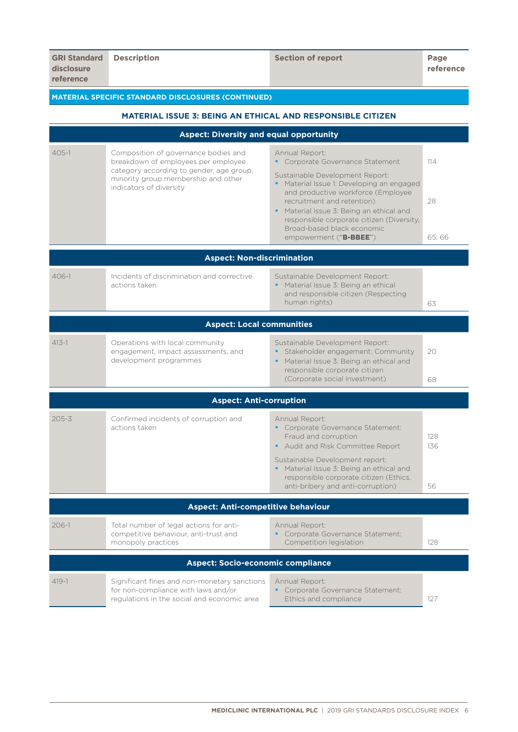| GRI Standard disclosure reference | Description | Section of report | Page reference |
|---|---|---|---|
| **MATERIAL SPECIFIC STANDARD DISCLOSURES (CONTINUED)** | | | |
| **MATERIAL ISSUE 3: BEING AN ETHICAL AND RESPONSIBLE CITIZEN** | | | |
| **Aspect: Diversity and equal opportunity** | | | |
| 405-1 | Composition of governance bodies and breakdown of employees per employee category according to gender, age group, minority group membership and other indicators of diversity | Annual Report:<br>• Corporate Governance Statement<br>Sustainable Development Report:<br>• Material Issue 1: Developing an engaged and productive workforce (Employee recruitment and retention)<br>• Material Issue 3: Being an ethical and responsible corporate citizen (Diversity, Broad-based black economic empowerment (“**B-BBEE**”) | 114<br><br>28<br><br>65, 66 |
| **Aspect: Non-discrimination** | | | |
| 406-1 | Incidents of discrimination and corrective actions taken | Sustainable Development Report:<br>• Material Issue 3: Being an ethical and responsible citizen (Respecting human rights) | 63 |
| **Aspect: Local communities** | | | |
| 413-1 | Operations with local community engagement, impact assessments, and development programmes | Sustainable Development Report:<br>• Stakeholder engagement: Community<br>• Material Issue 3: Being an ethical and responsible corporate citizen (Corporate social investment) | 20<br><br>68 |
| **Aspect: Anti-corruption** | | | |
| 205-3 | Confirmed incidents of corruption and actions taken | Annual Report:<br>• Corporate Governance Statement: Fraud and corruption<br>• Audit and Risk Committee Report<br>Sustainable Development report:<br>• Material Issue 3: Being an ethical and responsible corporate citizen (Ethics, anti-bribery and anti-corruption) | 128<br>136<br><br>56 |
| **Aspect: Anti-competitive behaviour** | | | |
| 206-1 | Total number of legal actions for anti-competitive behaviour, anti-trust and monopoly practices | Annual Report:<br>• Corporate Governance Statement: Competition legislation | 128 |
| **Aspect: Socio-economic compliance** | | | |
| 419-1 | Significant fines and non-monetary sanctions for non-compliance with laws and/or regulations in the social and economic area | Annual Report:<br>• Corporate Governance Statement: Ethics and compliance | 127 |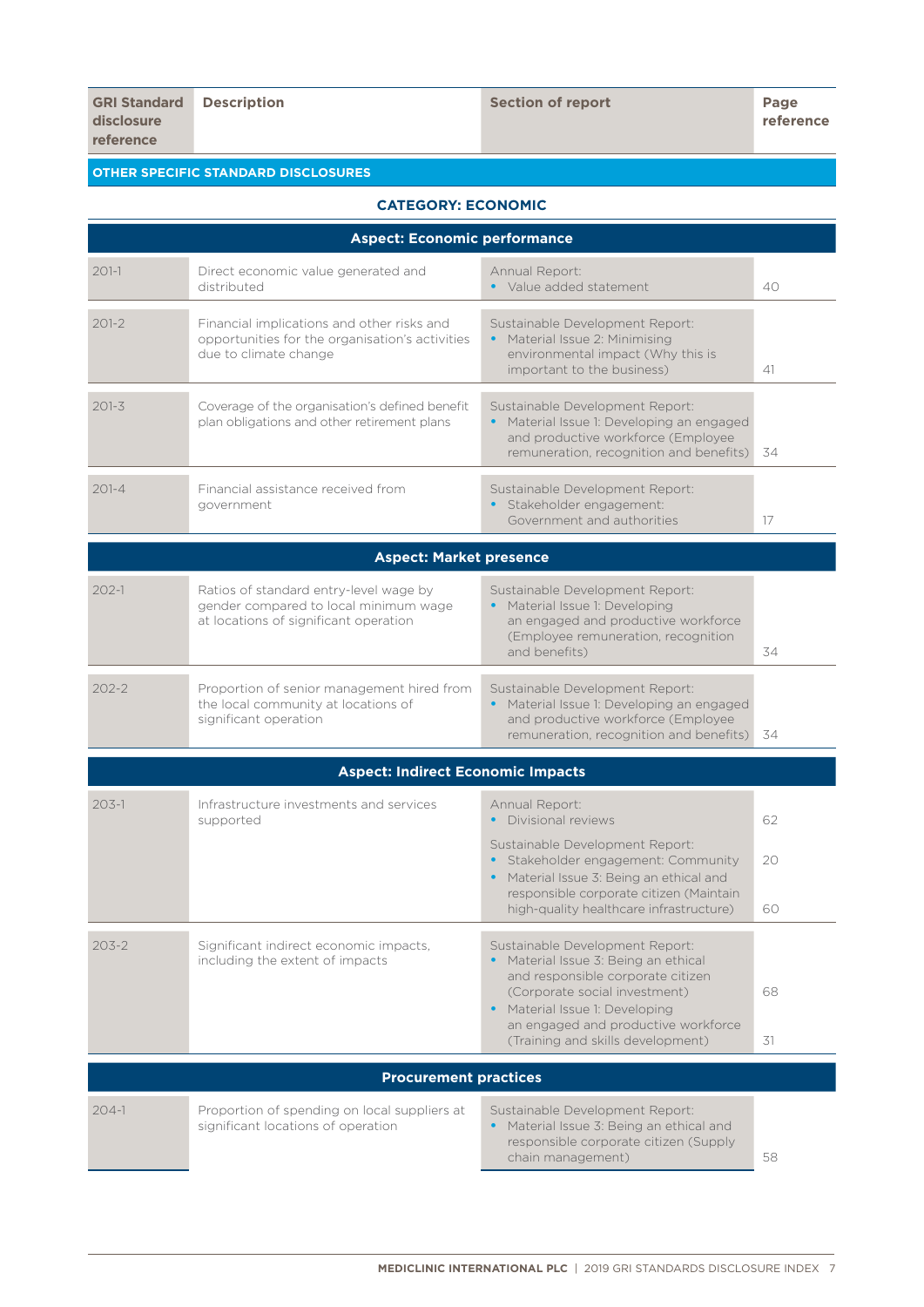| GRI Standard disclosure reference | Description | Section of report | Page reference |
|---|---|---|---|
| **OTHER SPECIFIC STANDARD DISCLOSURES** | | | |
| **CATEGORY: ECONOMIC** | | | |
| **Aspect: Economic performance** | | | |
| 201-1 | Direct economic value generated and distributed | Annual Report:<br>• Value added statement | 40 |
| 201-2 | Financial implications and other risks and opportunities for the organisation's activities due to climate change | Sustainable Development Report:<br>• Material Issue 2: Minimising environmental impact (Why this is important to the business) | 41 |
| 201-3 | Coverage of the organisation's defined benefit plan obligations and other retirement plans | Sustainable Development Report:<br>• Material Issue 1: Developing an engaged and productive workforce (Employee remuneration, recognition and benefits) | 34 |
| 201-4 | Financial assistance received from government | Sustainable Development Report:<br>• Stakeholder engagement: Government and authorities | 17 |
| **Aspect: Market presence** | | | |
| 202-1 | Ratios of standard entry-level wage by gender compared to local minimum wage at locations of significant operation | Sustainable Development Report:<br>• Material Issue 1: Developing an engaged and productive workforce (Employee remuneration, recognition and benefits) | 34 |
| 202-2 | Proportion of senior management hired from the local community at locations of significant operation | Sustainable Development Report:<br>• Material Issue 1: Developing an engaged and productive workforce (Employee remuneration, recognition and benefits) | 34 |
| **Aspect: Indirect Economic Impacts** | | | |
| 203-1 | Infrastructure investments and services supported | Annual Report:<br>• Divisional reviews<br>Sustainable Development Report:<br>• Stakeholder engagement: Community<br>• Material Issue 3: Being an ethical and responsible corporate citizen (Maintain high-quality healthcare infrastructure) | 62<br><br>20<br><br>60 |
| 203-2 | Significant indirect economic impacts, including the extent of impacts | Sustainable Development Report:<br>• Material Issue 3: Being an ethical and responsible corporate citizen (Corporate social investment)<br>• Material Issue 1: Developing an engaged and productive workforce (Training and skills development) | 68<br><br>31 |
| **Procurement practices** | | | |
| 204-1 | Proportion of spending on local suppliers at significant locations of operation | Sustainable Development Report:<br>• Material Issue 3: Being an ethical and responsible corporate citizen (Supply chain management) | 58 |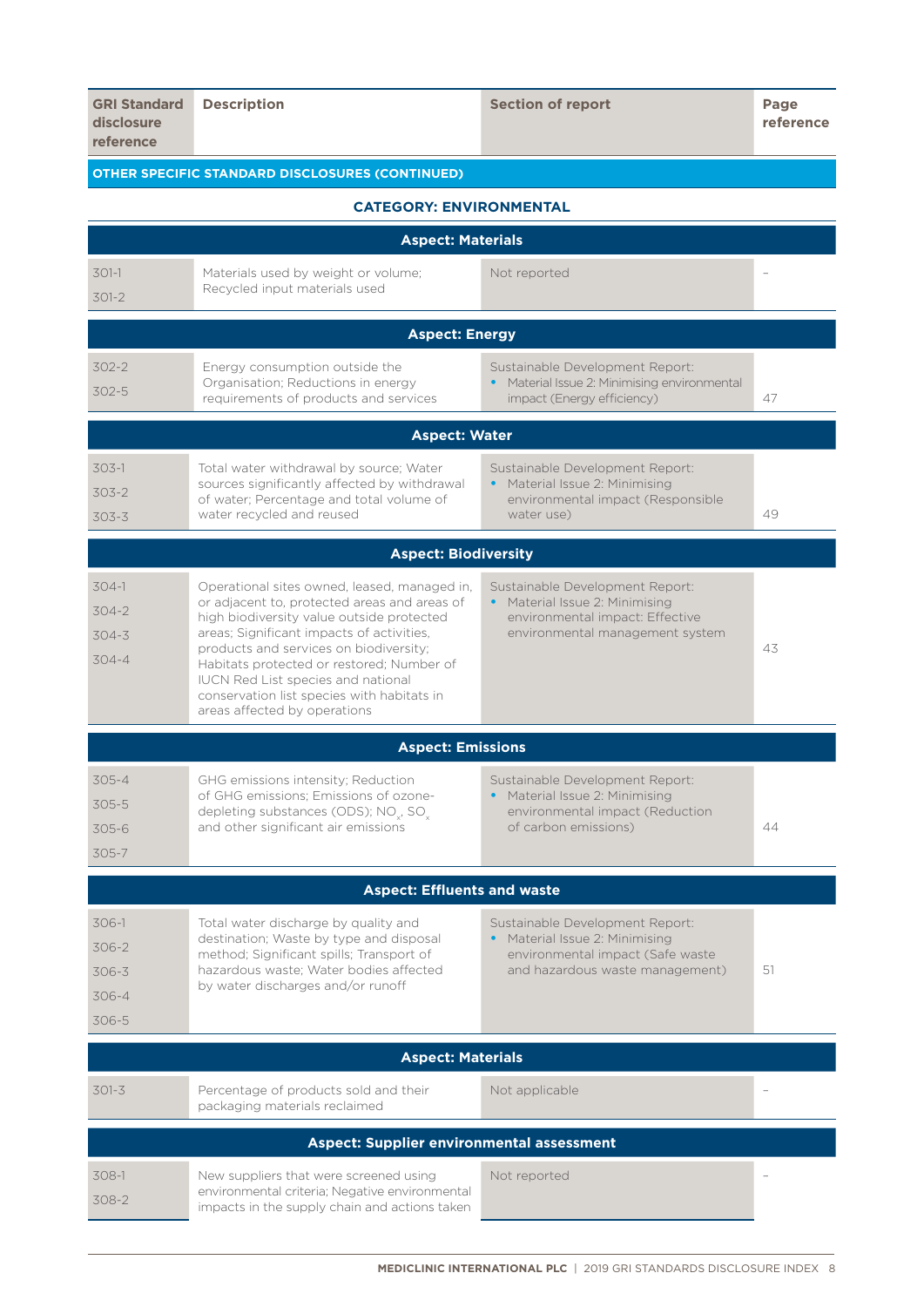| GRI Standard disclosure reference | Description | Section of report | Page reference |
|---|---|---|---|
| **OTHER SPECIFIC STANDARD DISCLOSURES (CONTINUED)** | | | |
| **CATEGORY: ENVIRONMENTAL** | | | |
| **Aspect: Materials** | | | |
| 301-1<br>301-2 | Materials used by weight or volume; Recycled input materials used | Not reported | – |
| **Aspect: Energy** | | | |
| 302-2<br>302-5 | Energy consumption outside the Organisation; Reductions in energy requirements of products and services | Sustainable Development Report:<br>• Material Issue 2: Minimising environmental impact (Energy efficiency) | 47 |
| **Aspect: Water** | | | |
| 303-1<br>303-2<br>303-3 | Total water withdrawal by source; Water sources significantly affected by withdrawal of water; Percentage and total volume of water recycled and reused | Sustainable Development Report:<br>• Material Issue 2: Minimising environmental impact (Responsible water use) | 49 |
| **Aspect: Biodiversity** | | | |
| 304-1<br>304-2<br>304-3<br>304-4 | Operational sites owned, leased, managed in, or adjacent to, protected areas and areas of high biodiversity value outside protected areas; Significant impacts of activities, products and services on biodiversity; Habitats protected or restored; Number of IUCN Red List species and national conservation list species with habitats in areas affected by operations | Sustainable Development Report:<br>• Material Issue 2: Minimising environmental impact: Effective environmental management system | 43 |
| **Aspect: Emissions** | | | |
| 305-4<br>305-5<br>305-6<br>305-7 | GHG emissions intensity; Reduction of GHG emissions; Emissions of ozone-depleting substances (ODS); $NO_x$, $SO_x$ and other significant air emissions | Sustainable Development Report:<br>• Material Issue 2: Minimising environmental impact (Reduction of carbon emissions) | 44 |
| **Aspect: Effluents and waste** | | | |
| 306-1<br>306-2<br>306-3<br>306-4<br>306-5 | Total water discharge by quality and destination; Waste by type and disposal method; Significant spills; Transport of hazardous waste; Water bodies affected by water discharges and/or runoff | Sustainable Development Report:<br>• Material Issue 2: Minimising environmental impact (Safe waste and hazardous waste management) | 51 |
| **Aspect: Materials** | | | |
| 301-3 | Percentage of products sold and their packaging materials reclaimed | Not applicable | – |
| **Aspect: Supplier environmental assessment** | | | |
| 308-1<br>308-2 | New suppliers that were screened using environmental criteria; Negative environmental impacts in the supply chain and actions taken | Not reported | – |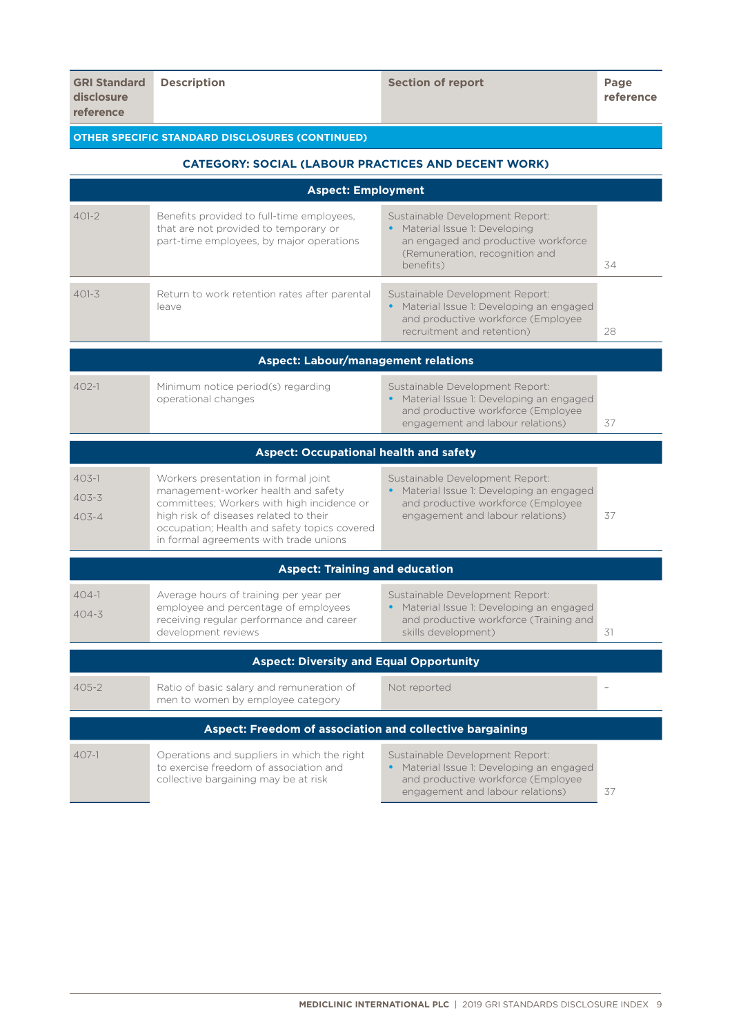| GRI Standard disclosure reference | Description | Section of report | Page reference |
|---|---|---|---|
| **OTHER SPECIFIC STANDARD DISCLOSURES (CONTINUED)** | | | |
| **CATEGORY: SOCIAL (LABOUR PRACTICES AND DECENT WORK)** | | | |
| **Aspect: Employment** | | | |
| 401-2 | Benefits provided to full-time employees, that are not provided to temporary or part-time employees, by major operations | Sustainable Development Report: • Material Issue 1: Developing an engaged and productive workforce (Remuneration, recognition and benefits) | 34 |
| 401-3 | Return to work retention rates after parental leave | Sustainable Development Report: • Material Issue 1: Developing an engaged and productive workforce (Employee recruitment and retention) | 28 |
| **Aspect: Labour/management relations** | | | |
| 402-1 | Minimum notice period(s) regarding operational changes | Sustainable Development Report: • Material Issue 1: Developing an engaged and productive workforce (Employee engagement and labour relations) | 37 |
| **Aspect: Occupational health and safety** | | | |
| 403-1<br>403-3<br>403-4 | Workers presentation in formal joint management-worker health and safety committees; Workers with high incidence or high risk of diseases related to their occupation; Health and safety topics covered in formal agreements with trade unions | Sustainable Development Report: • Material Issue 1: Developing an engaged and productive workforce (Employee engagement and labour relations) | 37 |
| **Aspect: Training and education** | | | |
| 404-1<br>404-3 | Average hours of training per year per employee and percentage of employees receiving regular performance and career development reviews | Sustainable Development Report: • Material Issue 1: Developing an engaged and productive workforce (Training and skills development) | 31 |
| **Aspect: Diversity and Equal Opportunity** | | | |
| 405-2 | Ratio of basic salary and remuneration of men to women by employee category | Not reported | – |
| **Aspect: Freedom of association and collective bargaining** | | | |
| 407-1 | Operations and suppliers in which the right to exercise freedom of association and collective bargaining may be at risk | Sustainable Development Report: • Material Issue 1: Developing an engaged and productive workforce (Employee engagement and labour relations) | 37 |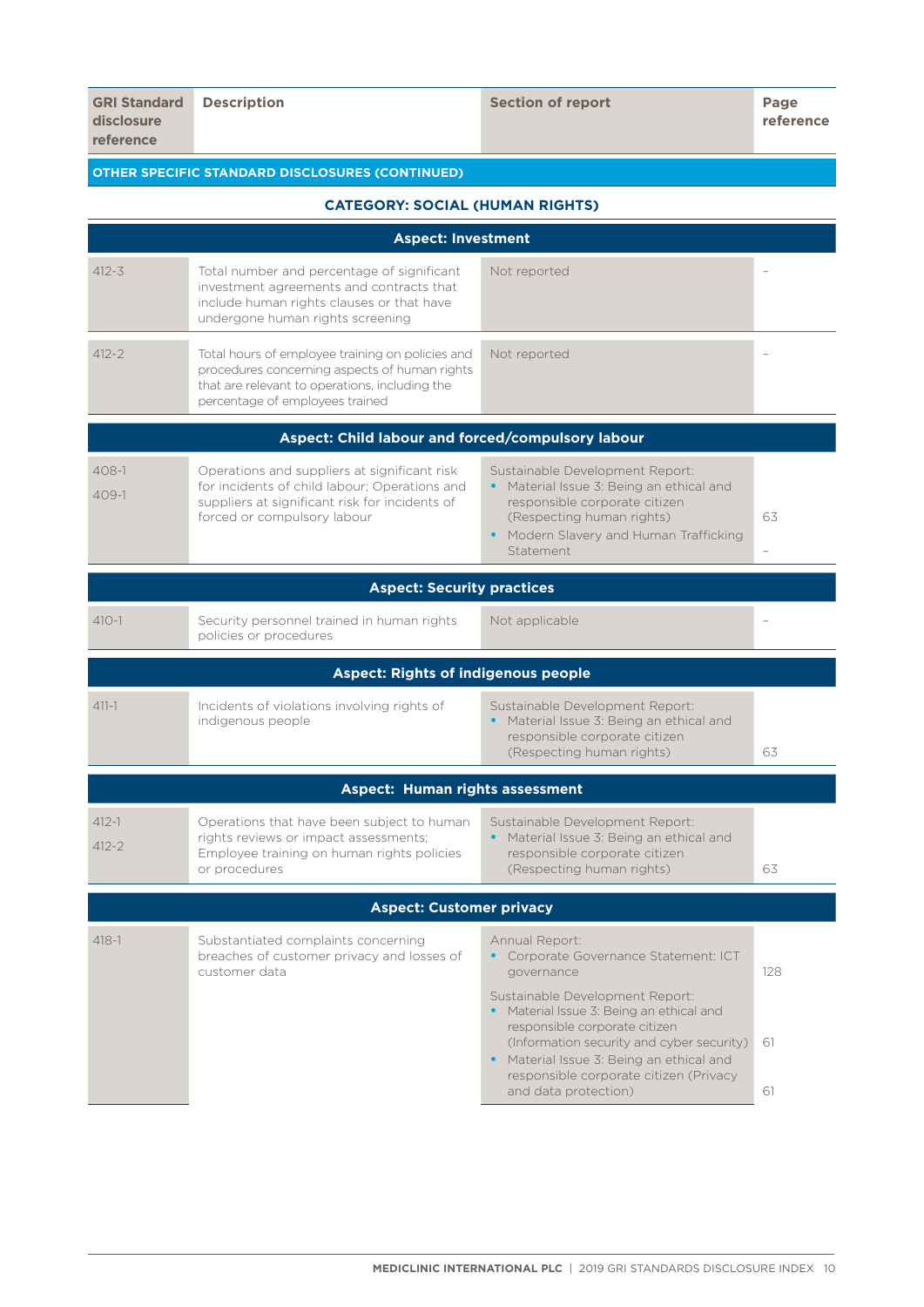| GRI Standard disclosure reference | Description | Section of report | Page reference |
|---|---|---|---|
| **OTHER SPECIFIC STANDARD DISCLOSURES (CONTINUED)** | | | |
| **CATEGORY: SOCIAL (HUMAN RIGHTS)** | | | |
| **Aspect: Investment** | | | |
| 412-3 | Total number and percentage of significant investment agreements and contracts that include human rights clauses or that have undergone human rights screening | Not reported | – |
| 412-2 | Total hours of employee training on policies and procedures concerning aspects of human rights that are relevant to operations, including the percentage of employees trained | Not reported | – |
| **Aspect: Child labour and forced/compulsory labour** | | | |
| 408-1<br>409-1 | Operations and suppliers at significant risk for incidents of child labour; Operations and suppliers at significant risk for incidents of forced or compulsory labour | Sustainable Development Report:<br>• Material Issue 3: Being an ethical and responsible corporate citizen (Respecting human rights)<br>• Modern Slavery and Human Trafficking Statement | 63<br>– |
| **Aspect: Security practices** | | | |
| 410-1 | Security personnel trained in human rights policies or procedures | Not applicable | – |
| **Aspect: Rights of indigenous people** | | | |
| 411-1 | Incidents of violations involving rights of indigenous people | Sustainable Development Report:<br>• Material Issue 3: Being an ethical and responsible corporate citizen (Respecting human rights) | 63 |
| **Aspect: Human rights assessment** | | | |
| 412-1<br>412-2 | Operations that have been subject to human rights reviews or impact assessments; Employee training on human rights policies or procedures | Sustainable Development Report:<br>• Material Issue 3: Being an ethical and responsible corporate citizen (Respecting human rights) | 63 |
| **Aspect: Customer privacy** | | | |
| 418-1 | Substantiated complaints concerning breaches of customer privacy and losses of customer data | Annual Report:<br>• Corporate Governance Statement: ICT governance<br>Sustainable Development Report:<br>• Material Issue 3: Being an ethical and responsible corporate citizen (Information security and cyber security)<br>• Material Issue 3: Being an ethical and responsible corporate citizen (Privacy and data protection) | 128<br>61<br>61 |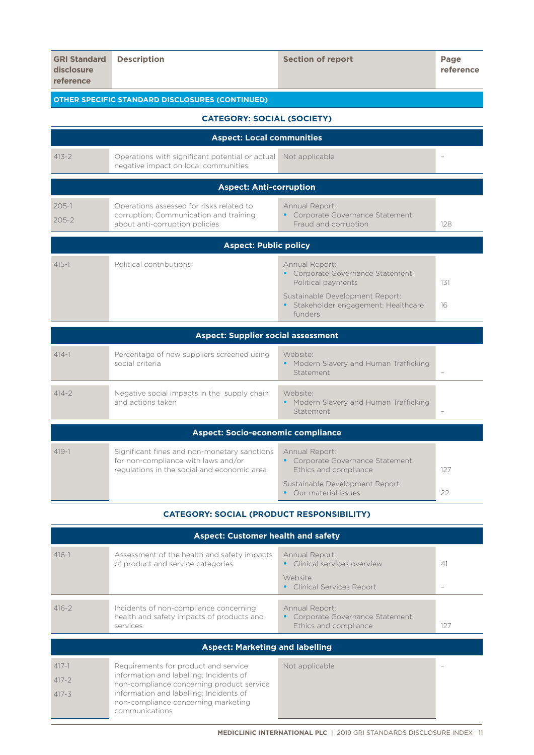| GRI Standard disclosure reference | Description | Section of report | Page reference |
|---|---|---|---|
| **OTHER SPECIFIC STANDARD DISCLOSURES (CONTINUED)** | | | |
| **CATEGORY: SOCIAL (SOCIETY)** | | | |
| **Aspect: Local communities** | | | |
| 413-2 | Operations with significant potential or actual negative impact on local communities | Not applicable | – |
| **Aspect: Anti-corruption** | | | |
| 205-1<br>205-2 | Operations assessed for risks related to corruption; Communication and training about anti-corruption policies | Annual Report:<br>• Corporate Governance Statement: Fraud and corruption | 128 |
| **Aspect: Public policy** | | | |
| 415-1 | Political contributions | Annual Report:<br>• Corporate Governance Statement: Political payments<br>Sustainable Development Report:<br>• Stakeholder engagement: Healthcare funders | 131<br>16 |
| **Aspect: Supplier social assessment** | | | |
| 414-1 | Percentage of new suppliers screened using social criteria | Website:<br>• Modern Slavery and Human Trafficking Statement | – |
| 414-2 | Negative social impacts in the supply chain and actions taken | Website:<br>• Modern Slavery and Human Trafficking Statement | – |
| **Aspect: Socio-economic compliance** | | | |
| 419-1 | Significant fines and non-monetary sanctions for non-compliance with laws and/or regulations in the social and economic area | Annual Report:<br>• Corporate Governance Statement: Ethics and compliance<br>Sustainable Development Report<br>• Our material issues | 127<br>22 |
| **CATEGORY: SOCIAL (PRODUCT RESPONSIBILITY)** | | | |
| **Aspect: Customer health and safety** | | | |
| 416-1 | Assessment of the health and safety impacts of product and service categories | Annual Report:<br>• Clinical services overview<br>Website:<br>• Clinical Services Report | 41<br>– |
| 416-2 | Incidents of non-compliance concerning health and safety impacts of products and services | Annual Report:<br>• Corporate Governance Statement: Ethics and compliance | 127 |
| **Aspect: Marketing and labelling** | | | |
| 417-1<br>417-2<br>417-3 | Requirements for product and service information and labelling; Incidents of non-compliance concerning product service information and labelling; Incidents of non-compliance concerning marketing communications | Not applicable | – |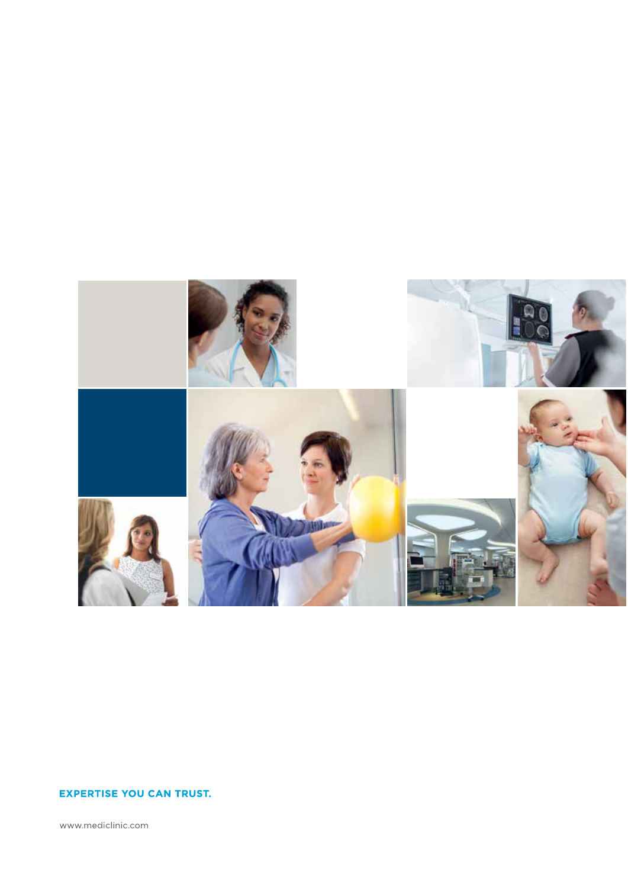**EXPERTISE YOU CAN TRUST.**

www.mediclinic.com